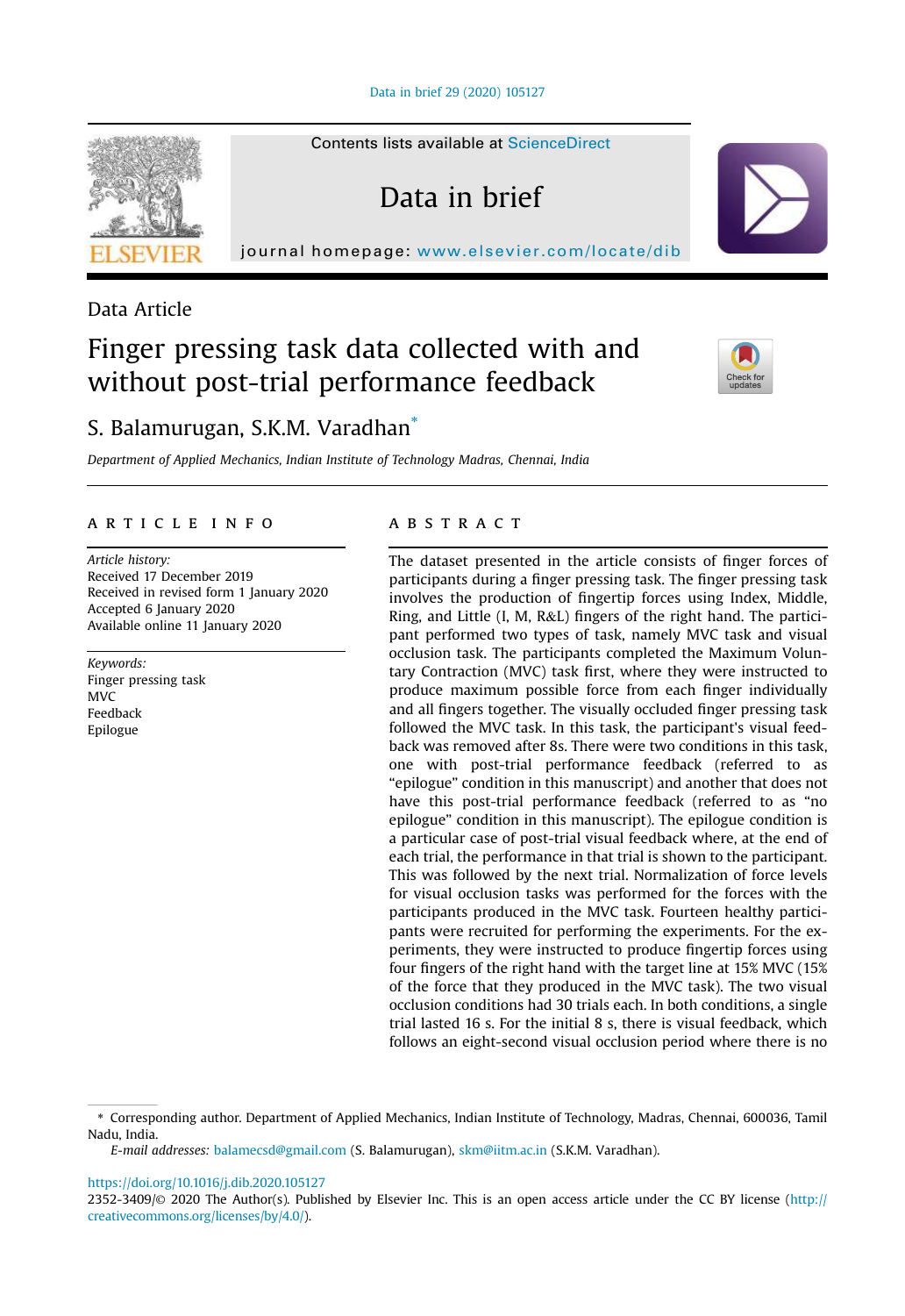Contents lists available at ScienceDirect

# Data in brief

journal homepage: www.elsevier.com/locate/dib

Data Article

# Finger pressing task data collected with and without post-trial performance feedback

S. Balamurugan, S.K.M. Varadhan [*]

*Department of Applied Mechanics, Indian Institute of Technology Madras, Chennai, India*

## ARTICLE INFO

*Article history:*
Received 17 December 2019
Received in revised form 1 January 2020
Accepted 6 January 2020
Available online 11 January 2020

*Keywords:*
Finger pressing task
MVC
Feedback
Epilogue

## ABSTRACT

The dataset presented in the article consists of finger forces of participants during a finger pressing task. The finger pressing task involves the production of fingertip forces using Index, Middle, Ring, and Little (I, M, R&L) fingers of the right hand. The participant performed two types of task, namely MVC task and visual occlusion task. The participants completed the Maximum Voluntary Contraction (MVC) task first, where they were instructed to produce maximum possible force from each finger individually and all fingers together. The visually occluded finger pressing task followed the MVC task. In this task, the participant's visual feedback was removed after 8s. There were two conditions in this task, one with post-trial performance feedback (referred to as "epilogue" condition in this manuscript) and another that does not have this post-trial performance feedback (referred to as "no epilogue" condition in this manuscript). The epilogue condition is a particular case of post-trial visual feedback where, at the end of each trial, the performance in that trial is shown to the participant. This was followed by the next trial. Normalization of force levels for visual occlusion tasks was performed for the forces with the participants produced in the MVC task. Fourteen healthy participants were recruited for performing the experiments. For the experiments, they were instructed to produce fingertip forces using four fingers of the right hand with the target line at 15% MVC (15% of the force that they produced in the MVC task). The two visual occlusion conditions had 30 trials each. In both conditions, a single trial lasted 16 s. For the initial 8 s, there is visual feedback, which follows an eight-second visual occlusion period where there is no

---

* Corresponding author. Department of Applied Mechanics, Indian Institute of Technology, Madras, Chennai, 600036, Tamil Nadu, India.

*E-mail addresses:* balamecsd@gmail.com (S. Balamurugan), skm@iitm.ac.in (S.K.M. Varadhan).

https://doi.org/10.1016/j.dib.2020.105127

2352-3409/© 2020 The Author(s). Published by Elsevier Inc. This is an open access article under the CC BY license (http://creativecommons.org/licenses/by/4.0/).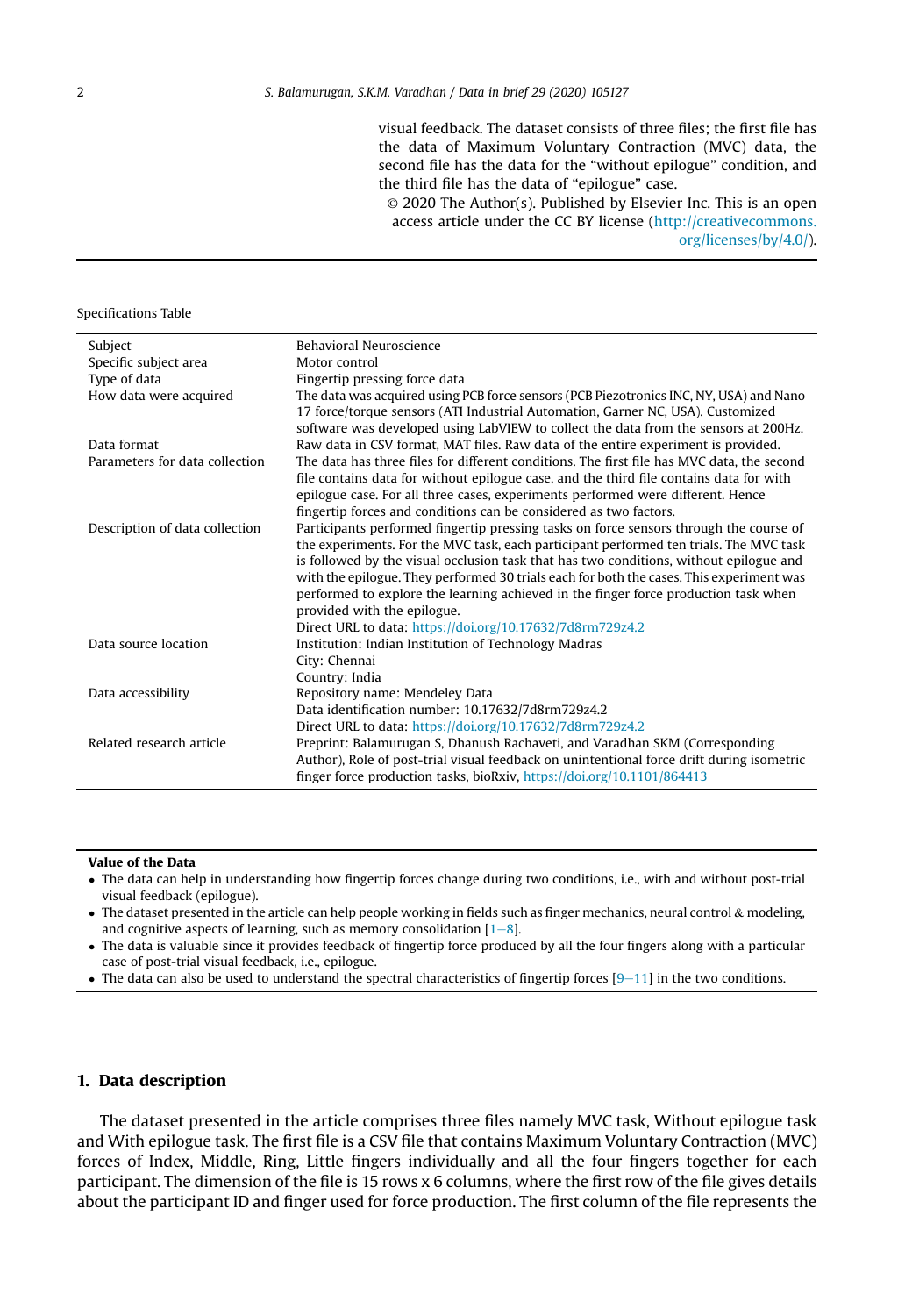visual feedback. The dataset consists of three files; the first file has the data of Maximum Voluntary Contraction (MVC) data, the second file has the data for the "without epilogue" condition, and the third file has the data of "epilogue" case.

© 2020 The Author(s). Published by Elsevier Inc. This is an open access article under the CC BY license (http://creativecommons.org/licenses/by/4.0/).

Specifications Table

| | |
|---|---|
| Subject | Behavioral Neuroscience |
| Specific subject area | Motor control |
| Type of data | Fingertip pressing force data |
| How data were acquired | The data was acquired using PCB force sensors (PCB Piezotronics INC, NY, USA) and Nano 17 force/torque sensors (ATI Industrial Automation, Garner NC, USA). Customized software was developed using LabVIEW to collect the data from the sensors at 200Hz. |
| Data format | Raw data in CSV format, MAT files. Raw data of the entire experiment is provided. |
| Parameters for data collection | The data has three files for different conditions. The first file has MVC data, the second file contains data for without epilogue case, and the third file contains data for with epilogue case. For all three cases, experiments performed were different. Hence fingertip forces and conditions can be considered as two factors. |
| Description of data collection | Participants performed fingertip pressing tasks on force sensors through the course of the experiments. For the MVC task, each participant performed ten trials. The MVC task is followed by the visual occlusion task that has two conditions, without epilogue and with the epilogue. They performed 30 trials each for both the cases. This experiment was performed to explore the learning achieved in the finger force production task when provided with the epilogue.<br>Direct URL to data: https://doi.org/10.17632/7d8rm729z4.2 |
| Data source location | Institution: Indian Institution of Technology Madras<br>City: Chennai<br>Country: India |
| Data accessibility | Repository name: Mendeley Data<br>Data identification number: 10.17632/7d8rm729z4.2<br>Direct URL to data: https://doi.org/10.17632/7d8rm729z4.2 |
| Related research article | Preprint: Balamurugan S, Dhanush Rachaveti, and Varadhan SKM (Corresponding Author), Role of post-trial visual feedback on unintentional force drift during isometric finger force production tasks, bioRxiv, https://doi.org/10.1101/864413 |

**Value of the Data**

- The data can help in understanding how fingertip forces change during two conditions, i.e., with and without post-trial visual feedback (epilogue).
- The dataset presented in the article can help people working in fields such as finger mechanics, neural control & modeling, and cognitive aspects of learning, such as memory consolidation [1–8].
- The data is valuable since it provides feedback of fingertip force produced by all the four fingers along with a particular case of post-trial visual feedback, i.e., epilogue.
- The data can also be used to understand the spectral characteristics of fingertip forces [9–11] in the two conditions.

## 1. Data description

The dataset presented in the article comprises three files namely MVC task, Without epilogue task and With epilogue task. The first file is a CSV file that contains Maximum Voluntary Contraction (MVC) forces of Index, Middle, Ring, Little fingers individually and all the four fingers together for each participant. The dimension of the file is 15 rows x 6 columns, where the first row of the file gives details about the participant ID and finger used for force production. The first column of the file represents the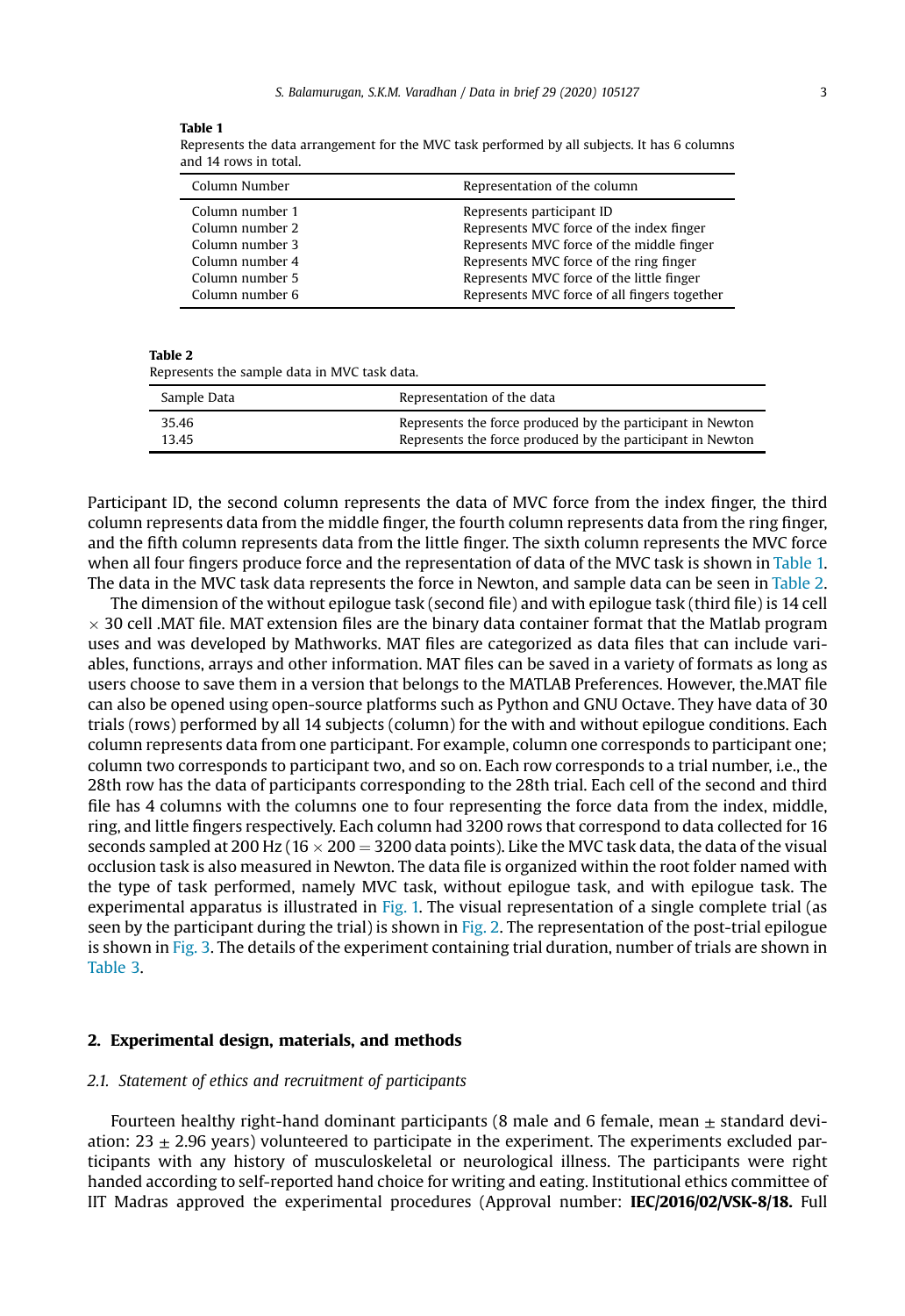**Table 1**
Represents the data arrangement for the MVC task performed by all subjects. It has 6 columns and 14 rows in total.

| Column Number | Representation of the column |
|---|---|
| Column number 1 | Represents participant ID |
| Column number 2 | Represents MVC force of the index finger |
| Column number 3 | Represents MVC force of the middle finger |
| Column number 4 | Represents MVC force of the ring finger |
| Column number 5 | Represents MVC force of the little finger |
| Column number 6 | Represents MVC force of all fingers together |

**Table 2**
Represents the sample data in MVC task data.

| Sample Data | Representation of the data |
|---|---|
| 35.46 | Represents the force produced by the participant in Newton |
| 13.45 | Represents the force produced by the participant in Newton |

Participant ID, the second column represents the data of MVC force from the index finger, the third column represents data from the middle finger, the fourth column represents data from the ring finger, and the fifth column represents data from the little finger. The sixth column represents the MVC force when all four fingers produce force and the representation of data of the MVC task is shown in Table 1. The data in the MVC task data represents the force in Newton, and sample data can be seen in Table 2.

The dimension of the without epilogue task (second file) and with epilogue task (third file) is 14 cell $\times$ 30 cell .MAT file. MAT extension files are the binary data container format that the Matlab program uses and was developed by Mathworks. MAT files are categorized as data files that can include variables, functions, arrays and other information. MAT files can be saved in a variety of formats as long as users choose to save them in a version that belongs to the MATLAB Preferences. However, the.MAT file can also be opened using open-source platforms such as Python and GNU Octave. They have data of 30 trials (rows) performed by all 14 subjects (column) for the with and without epilogue conditions. Each column represents data from one participant. For example, column one corresponds to participant one; column two corresponds to participant two, and so on. Each row corresponds to a trial number, i.e., the 28th row has the data of participants corresponding to the 28th trial. Each cell of the second and third file has 4 columns with the columns one to four representing the force data from the index, middle, ring, and little fingers respectively. Each column had 3200 rows that correspond to data collected for 16 seconds sampled at 200 Hz ($16 \times 200 = 3200$ data points). Like the MVC task data, the data of the visual occlusion task is also measured in Newton. The data file is organized within the root folder named with the type of task performed, namely MVC task, without epilogue task, and with epilogue task. The experimental apparatus is illustrated in Fig. 1. The visual representation of a single complete trial (as seen by the participant during the trial) is shown in Fig. 2. The representation of the post-trial epilogue is shown in Fig. 3. The details of the experiment containing trial duration, number of trials are shown in Table 3.

## 2. Experimental design, materials, and methods

### 2.1. Statement of ethics and recruitment of participants

Fourteen healthy right-hand dominant participants (8 male and 6 female, mean $\pm$ standard deviation: $23 \pm 2.96$ years) volunteered to participate in the experiment. The experiments excluded participants with any history of musculoskeletal or neurological illness. The participants were right handed according to self-reported hand choice for writing and eating. Institutional ethics committee of IIT Madras approved the experimental procedures (Approval number: **IEC/2016/02/VSK-8/18.** Full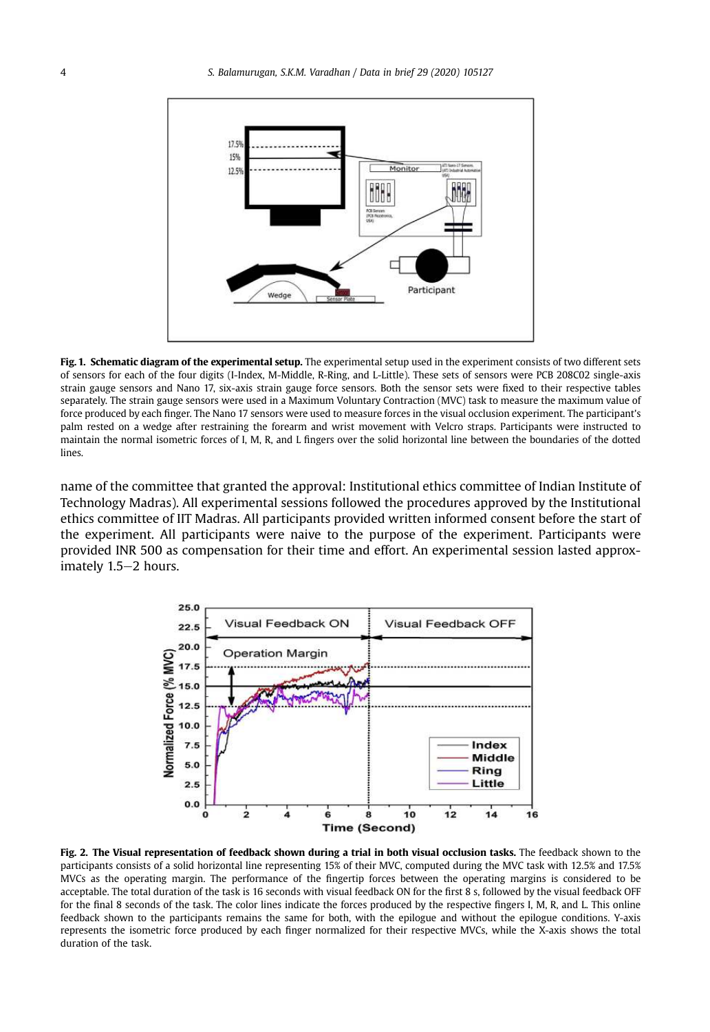**Fig. 1. Schematic diagram of the experimental setup.** The experimental setup used in the experiment consists of two different sets of sensors for each of the four digits (I-Index, M-Middle, R-Ring, and L-Little). These sets of sensors were PCB 208C02 single-axis strain gauge sensors and Nano 17, six-axis strain gauge force sensors. Both the sensor sets were fixed to their respective tables separately. The strain gauge sensors were used in a Maximum Voluntary Contraction (MVC) task to measure the maximum value of force produced by each finger. The Nano 17 sensors were used to measure forces in the visual occlusion experiment. The participant's palm rested on a wedge after restraining the forearm and wrist movement with Velcro straps. Participants were instructed to maintain the normal isometric forces of I, M, R, and L fingers over the solid horizontal line between the boundaries of the dotted lines.

name of the committee that granted the approval: Institutional ethics committee of Indian Institute of Technology Madras). All experimental sessions followed the procedures approved by the Institutional ethics committee of IIT Madras. All participants provided written informed consent before the start of the experiment. All participants were naive to the purpose of the experiment. Participants were provided INR 500 as compensation for their time and effort. An experimental session lasted approximately 1.5–2 hours.

**Fig. 2. The Visual representation of feedback shown during a trial in both visual occlusion tasks.** The feedback shown to the participants consists of a solid horizontal line representing 15% of their MVC, computed during the MVC task with 12.5% and 17.5% MVCs as the operating margin. The performance of the fingertip forces between the operating margins is considered to be acceptable. The total duration of the task is 16 seconds with visual feedback ON for the first 8 s, followed by the visual feedback OFF for the final 8 seconds of the task. The color lines indicate the forces produced by the respective fingers I, M, R, and L. This online feedback shown to the participants remains the same for both, with the epilogue and without the epilogue conditions. Y-axis represents the isometric force produced by each finger normalized for their respective MVCs, while the X-axis shows the total duration of the task.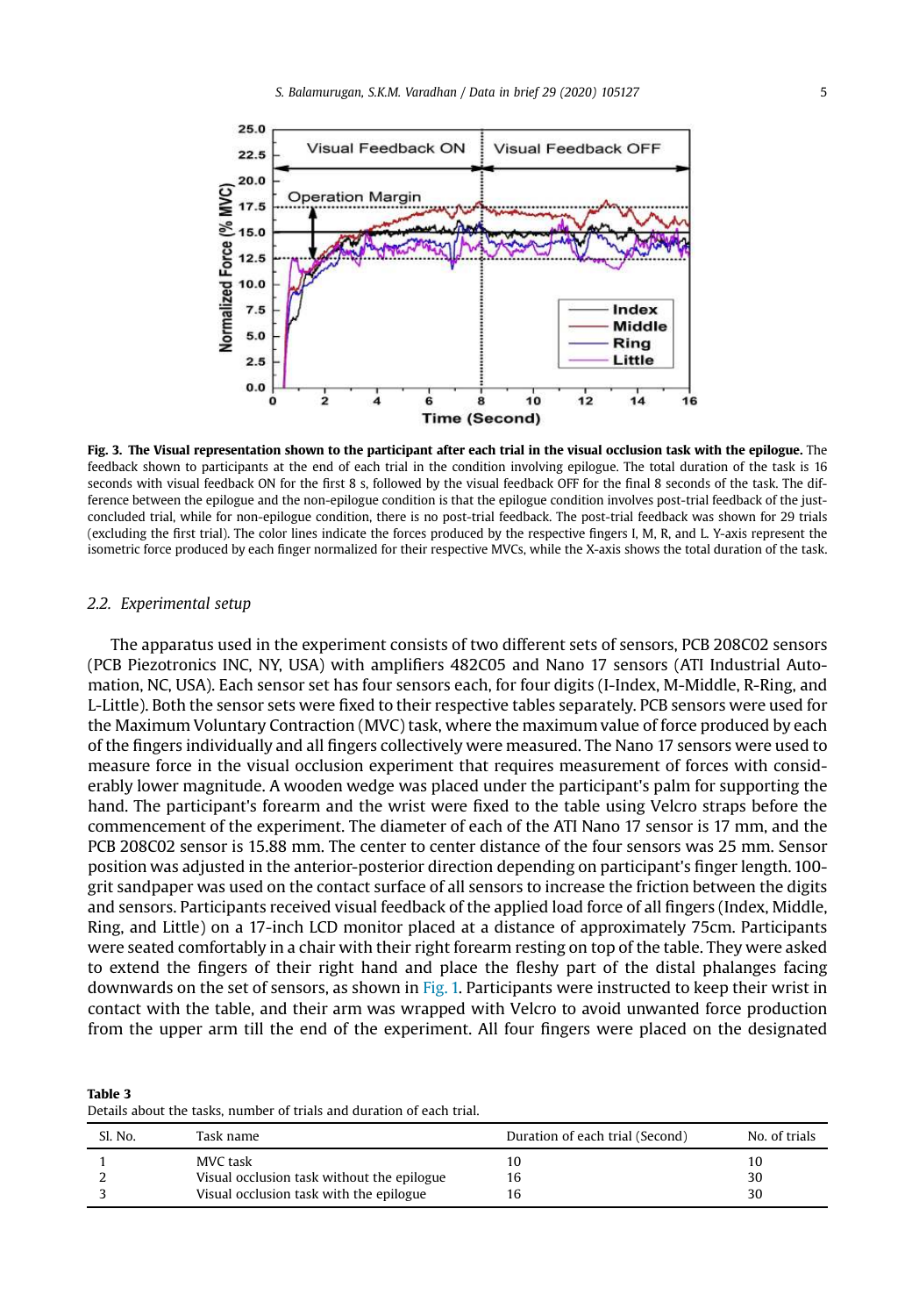**Fig. 3. The Visual representation shown to the participant after each trial in the visual occlusion task with the epilogue.** The feedback shown to participants at the end of each trial in the condition involving epilogue. The total duration of the task is 16 seconds with visual feedback ON for the first 8 s, followed by the visual feedback OFF for the final 8 seconds of the task. The difference between the epilogue and the non-epilogue condition is that the epilogue condition involves post-trial feedback of the just-concluded trial, while for non-epilogue condition, there is no post-trial feedback. The post-trial feedback was shown for 29 trials (excluding the first trial). The color lines indicate the forces produced by the respective fingers I, M, R, and L. Y-axis represent the isometric force produced by each finger normalized for their respective MVCs, while the X-axis shows the total duration of the task.

### 2.2. Experimental setup

The apparatus used in the experiment consists of two different sets of sensors, PCB 208C02 sensors (PCB Piezotronics INC, NY, USA) with amplifiers 482C05 and Nano 17 sensors (ATI Industrial Automation, NC, USA). Each sensor set has four sensors each, for four digits (I-Index, M-Middle, R-Ring, and L-Little). Both the sensor sets were fixed to their respective tables separately. PCB sensors were used for the Maximum Voluntary Contraction (MVC) task, where the maximum value of force produced by each of the fingers individually and all fingers collectively were measured. The Nano 17 sensors were used to measure force in the visual occlusion experiment that requires measurement of forces with considerably lower magnitude. A wooden wedge was placed under the participant's palm for supporting the hand. The participant's forearm and the wrist were fixed to the table using Velcro straps before the commencement of the experiment. The diameter of each of the ATI Nano 17 sensor is 17 mm, and the PCB 208C02 sensor is 15.88 mm. The center to center distance of the four sensors was 25 mm. Sensor position was adjusted in the anterior-posterior direction depending on participant's finger length. 100-grit sandpaper was used on the contact surface of all sensors to increase the friction between the digits and sensors. Participants received visual feedback of the applied load force of all fingers (Index, Middle, Ring, and Little) on a 17-inch LCD monitor placed at a distance of approximately 75cm. Participants were seated comfortably in a chair with their right forearm resting on top of the table. They were asked to extend the fingers of their right hand and place the fleshy part of the distal phalanges facing downwards on the set of sensors, as shown in Fig. 1. Participants were instructed to keep their wrist in contact with the table, and their arm was wrapped with Velcro to avoid unwanted force production from the upper arm till the end of the experiment. All four fingers were placed on the designated

**Table 3**
Details about the tasks, number of trials and duration of each trial.

| Sl. No. | Task name | Duration of each trial (Second) | No. of trials |
|---|---|---|---|
| 1 | MVC task | 10 | 10 |
| 2 | Visual occlusion task without the epilogue | 16 | 30 |
| 3 | Visual occlusion task with the epilogue | 16 | 30 |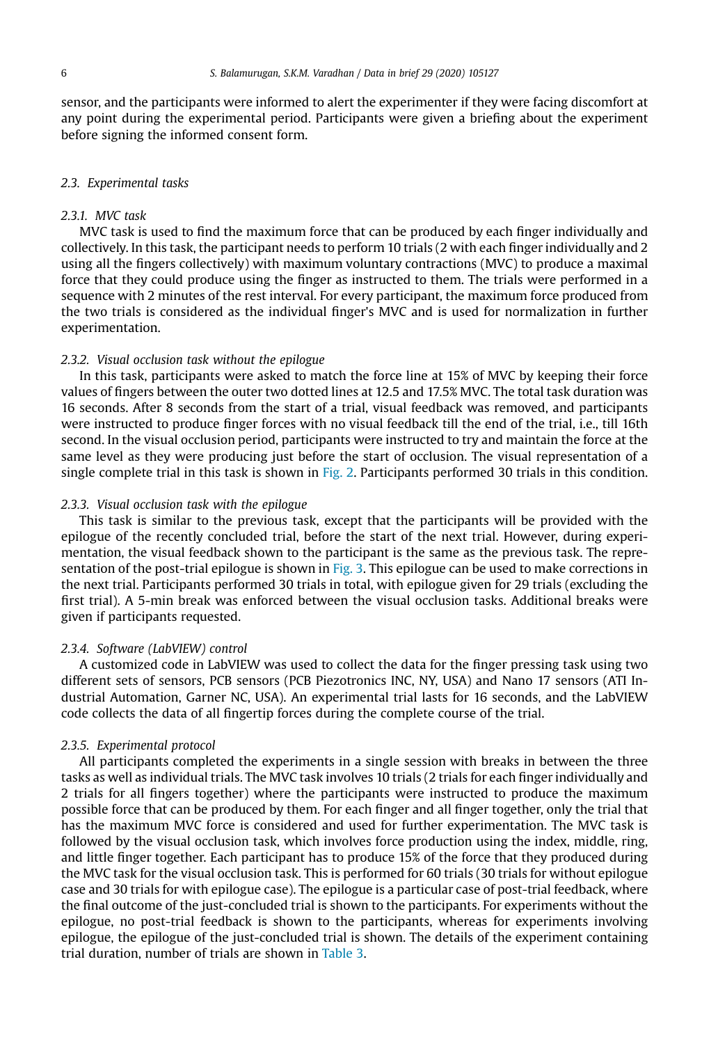sensor, and the participants were informed to alert the experimenter if they were facing discomfort at any point during the experimental period. Participants were given a briefing about the experiment before signing the informed consent form.

### 2.3. Experimental tasks

#### 2.3.1. MVC task

MVC task is used to find the maximum force that can be produced by each finger individually and collectively. In this task, the participant needs to perform 10 trials (2 with each finger individually and 2 using all the fingers collectively) with maximum voluntary contractions (MVC) to produce a maximal force that they could produce using the finger as instructed to them. The trials were performed in a sequence with 2 minutes of the rest interval. For every participant, the maximum force produced from the two trials is considered as the individual finger's MVC and is used for normalization in further experimentation.

#### 2.3.2. Visual occlusion task without the epilogue

In this task, participants were asked to match the force line at 15% of MVC by keeping their force values of fingers between the outer two dotted lines at 12.5 and 17.5% MVC. The total task duration was 16 seconds. After 8 seconds from the start of a trial, visual feedback was removed, and participants were instructed to produce finger forces with no visual feedback till the end of the trial, i.e., till 16th second. In the visual occlusion period, participants were instructed to try and maintain the force at the same level as they were producing just before the start of occlusion. The visual representation of a single complete trial in this task is shown in Fig. 2. Participants performed 30 trials in this condition.

#### 2.3.3. Visual occlusion task with the epilogue

This task is similar to the previous task, except that the participants will be provided with the epilogue of the recently concluded trial, before the start of the next trial. However, during experimentation, the visual feedback shown to the participant is the same as the previous task. The representation of the post-trial epilogue is shown in Fig. 3. This epilogue can be used to make corrections in the next trial. Participants performed 30 trials in total, with epilogue given for 29 trials (excluding the first trial). A 5-min break was enforced between the visual occlusion tasks. Additional breaks were given if participants requested.

#### 2.3.4. Software (LabVIEW) control

A customized code in LabVIEW was used to collect the data for the finger pressing task using two different sets of sensors, PCB sensors (PCB Piezotronics INC, NY, USA) and Nano 17 sensors (ATI Industrial Automation, Garner NC, USA). An experimental trial lasts for 16 seconds, and the LabVIEW code collects the data of all fingertip forces during the complete course of the trial.

#### 2.3.5. Experimental protocol

All participants completed the experiments in a single session with breaks in between the three tasks as well as individual trials. The MVC task involves 10 trials (2 trials for each finger individually and 2 trials for all fingers together) where the participants were instructed to produce the maximum possible force that can be produced by them. For each finger and all finger together, only the trial that has the maximum MVC force is considered and used for further experimentation. The MVC task is followed by the visual occlusion task, which involves force production using the index, middle, ring, and little finger together. Each participant has to produce 15% of the force that they produced during the MVC task for the visual occlusion task. This is performed for 60 trials (30 trials for without epilogue case and 30 trials for with epilogue case). The epilogue is a particular case of post-trial feedback, where the final outcome of the just-concluded trial is shown to the participants. For experiments without the epilogue, no post-trial feedback is shown to the participants, whereas for experiments involving epilogue, the epilogue of the just-concluded trial is shown. The details of the experiment containing trial duration, number of trials are shown in Table 3.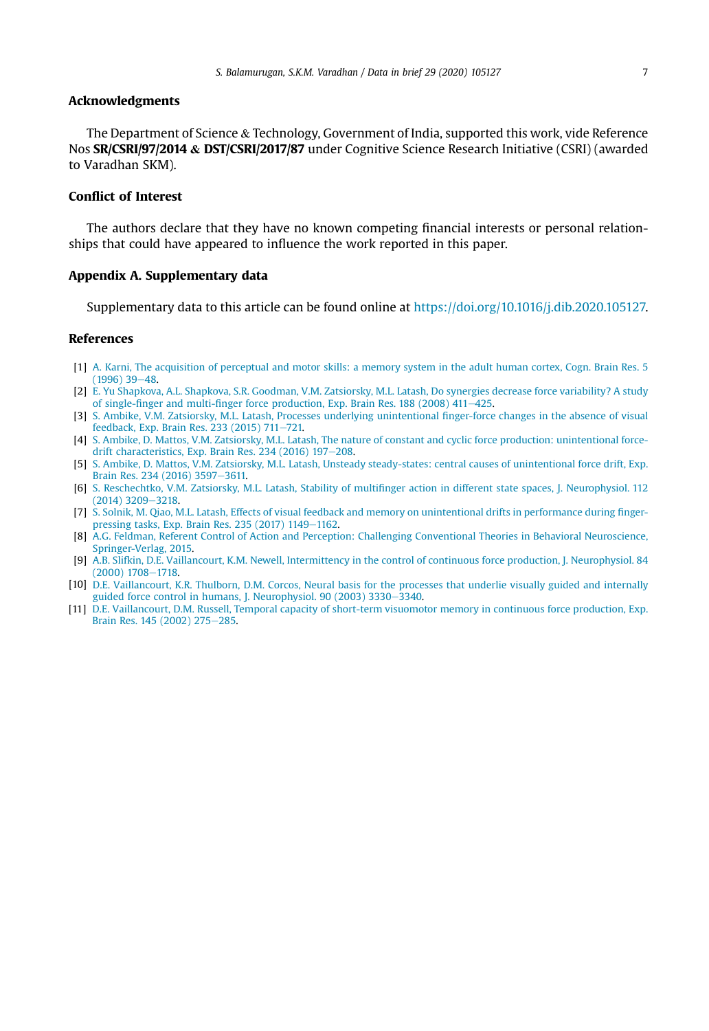## Acknowledgments

The Department of Science & Technology, Government of India, supported this work, vide Reference Nos **SR/CSRI/97/2014 & DST/CSRI/2017/87** under Cognitive Science Research Initiative (CSRI) (awarded to Varadhan SKM).

## Conflict of Interest

The authors declare that they have no known competing financial interests or personal relationships that could have appeared to influence the work reported in this paper.

## Appendix A. Supplementary data

Supplementary data to this article can be found online at https://doi.org/10.1016/j.dib.2020.105127.

## References

[1] A. Karni, The acquisition of perceptual and motor skills: a memory system in the adult human cortex, Cogn. Brain Res. 5 (1996) 39–48.

[2] E. Yu Shapkova, A.L. Shapkova, S.R. Goodman, V.M. Zatsiorsky, M.L. Latash, Do synergies decrease force variability? A study of single-finger and multi-finger force production, Exp. Brain Res. 188 (2008) 411–425.

[3] S. Ambike, V.M. Zatsiorsky, M.L. Latash, Processes underlying unintentional finger-force changes in the absence of visual feedback, Exp. Brain Res. 233 (2015) 711–721.

[4] S. Ambike, D. Mattos, V.M. Zatsiorsky, M.L. Latash, The nature of constant and cyclic force production: unintentional force-drift characteristics, Exp. Brain Res. 234 (2016) 197–208.

[5] S. Ambike, D. Mattos, V.M. Zatsiorsky, M.L. Latash, Unsteady steady-states: central causes of unintentional force drift, Exp. Brain Res. 234 (2016) 3597–3611.

[6] S. Reschechtko, V.M. Zatsiorsky, M.L. Latash, Stability of multifinger action in different state spaces, J. Neurophysiol. 112 (2014) 3209–3218.

[7] S. Solnik, M. Qiao, M.L. Latash, Effects of visual feedback and memory on unintentional drifts in performance during finger-pressing tasks, Exp. Brain Res. 235 (2017) 1149–1162.

[8] A.G. Feldman, Referent Control of Action and Perception: Challenging Conventional Theories in Behavioral Neuroscience, Springer-Verlag, 2015.

[9] A.B. Slifkin, D.E. Vaillancourt, K.M. Newell, Intermittency in the control of continuous force production, J. Neurophysiol. 84 (2000) 1708–1718.

[10] D.E. Vaillancourt, K.R. Thulborn, D.M. Corcos, Neural basis for the processes that underlie visually guided and internally guided force control in humans, J. Neurophysiol. 90 (2003) 3330–3340.

[11] D.E. Vaillancourt, D.M. Russell, Temporal capacity of short-term visuomotor memory in continuous force production, Exp. Brain Res. 145 (2002) 275–285.